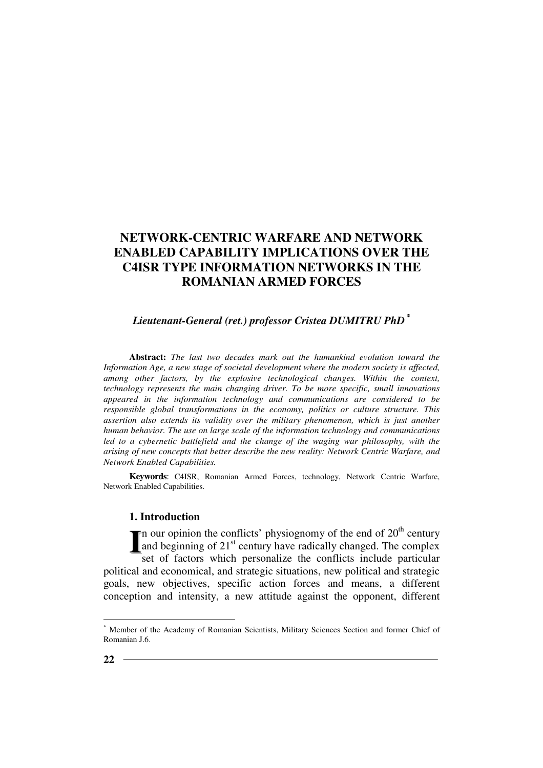# NETWORK-CENTRIC WARFARE AND NETWORK ENABLED CAPABILITY IMPLICATIONS OVER THE C4ISR TYPE INFORMATION NETWORKS IN THE ROMANIAN ARMED FORCES

***Lieutenant-General (ret.) professor Cristea DUMITRU PhD*** [*]

**Abstract:** *The last two decades mark out the humankind evolution toward the Information Age, a new stage of societal development where the modern society is affected, among other factors, by the explosive technological changes. Within the context, technology represents the main changing driver. To be more specific, small innovations appeared in the information technology and communications are considered to be responsible global transformations in the economy, politics or culture structure. This assertion also extends its validity over the military phenomenon, which is just another human behavior. The use on large scale of the information technology and communications led to a cybernetic battlefield and the change of the waging war philosophy, with the arising of new concepts that better describe the new reality: Network Centric Warfare, and Network Enabled Capabilities.*

**Keywords**: C4ISR, Romanian Armed Forces, technology, Network Centric Warfare, Network Enabled Capabilities.

## 1. Introduction

In our opinion the conflicts' physiognomy of the end of 20th century and beginning of 21st century have radically changed. The complex set of factors which personalize the conflicts include particular political and economical, and strategic situations, new political and strategic goals, new objectives, specific action forces and means, a different conception and intensity, a new attitude against the opponent, different

[*] Member of the Academy of Romanian Scientists, Military Sciences Section and former Chief of Romanian J.6.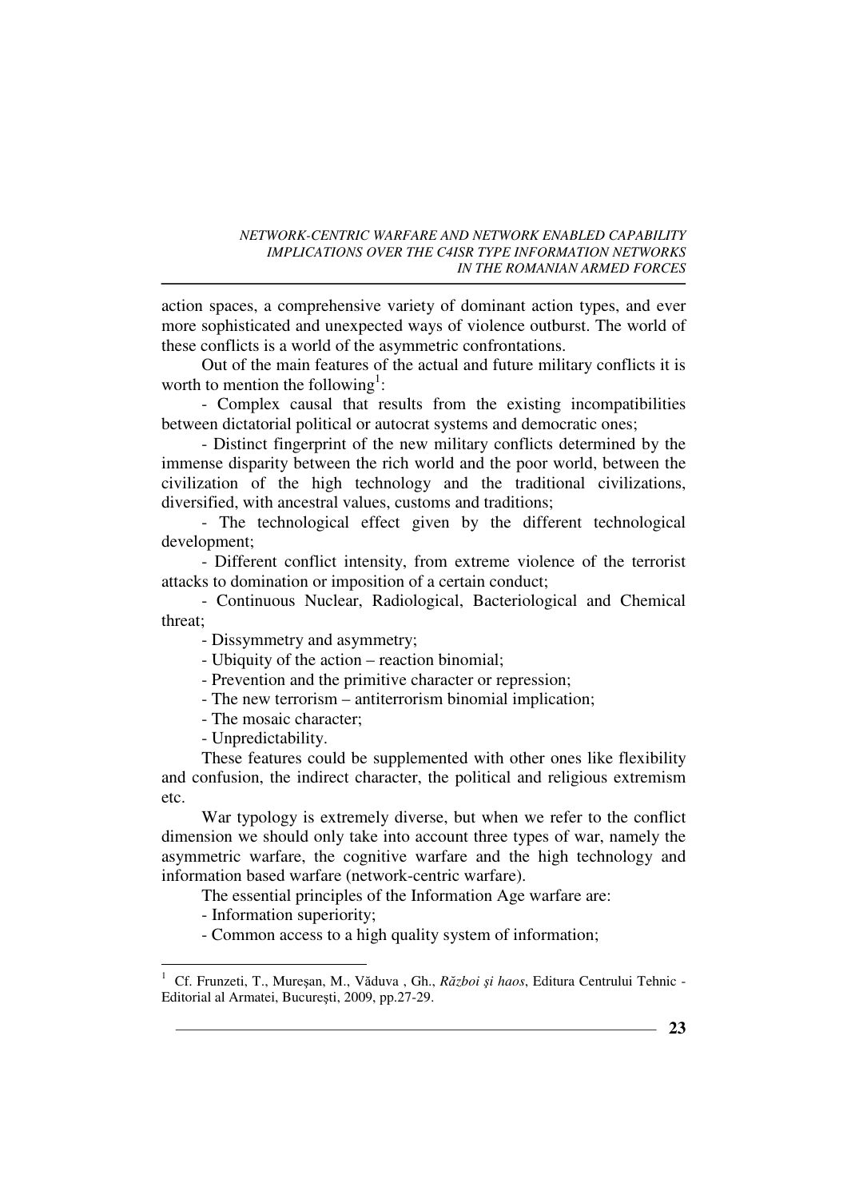action spaces, a comprehensive variety of dominant action types, and ever more sophisticated and unexpected ways of violence outburst. The world of these conflicts is a world of the asymmetric confrontations.

Out of the main features of the actual and future military conflicts it is worth to mention the following[1]:

- Complex causal that results from the existing incompatibilities between dictatorial political or autocrat systems and democratic ones;
- Distinct fingerprint of the new military conflicts determined by the immense disparity between the rich world and the poor world, between the civilization of the high technology and the traditional civilizations, diversified, with ancestral values, customs and traditions;
- The technological effect given by the different technological development;
- Different conflict intensity, from extreme violence of the terrorist attacks to domination or imposition of a certain conduct;
- Continuous Nuclear, Radiological, Bacteriological and Chemical threat;
- Dissymmetry and asymmetry;
- Ubiquity of the action – reaction binomial;
- Prevention and the primitive character or repression;
- The new terrorism – antiterrorism binomial implication;
- The mosaic character;
- Unpredictability.

These features could be supplemented with other ones like flexibility and confusion, the indirect character, the political and religious extremism etc.

War typology is extremely diverse, but when we refer to the conflict dimension we should only take into account three types of war, namely the asymmetric warfare, the cognitive warfare and the high technology and information based warfare (network-centric warfare).

The essential principles of the Information Age warfare are:

- Information superiority;
- Common access to a high quality system of information;

---

[1] Cf. Frunzeti, T., Mureşan, M., Văduva , Gh., *Război şi haos*, Editura Centrului Tehnic - Editorial al Armatei, Bucureşti, 2009, pp.27-29.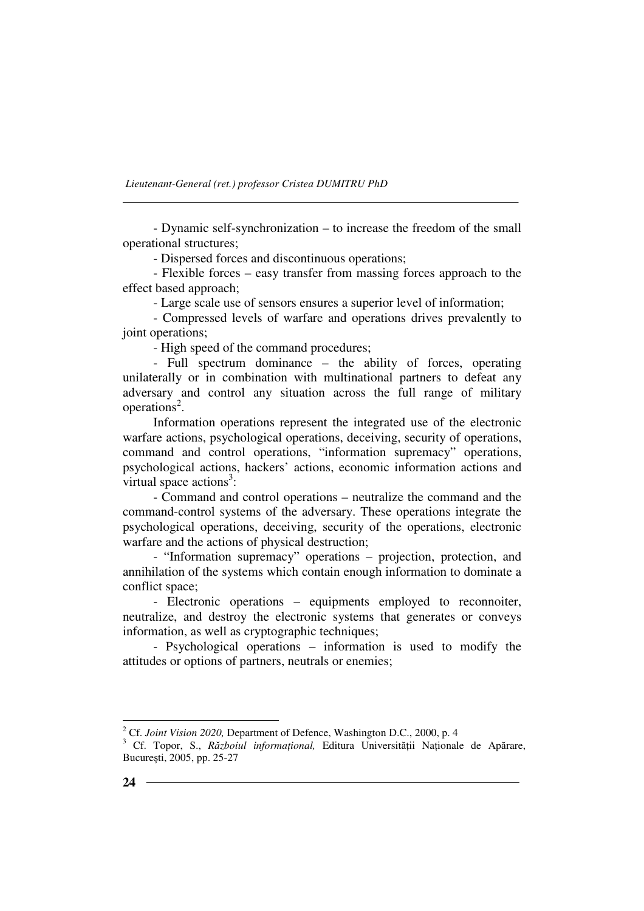- Dynamic self-synchronization – to increase the freedom of the small operational structures;

- Dispersed forces and discontinuous operations;

- Flexible forces – easy transfer from massing forces approach to the effect based approach;

- Large scale use of sensors ensures a superior level of information;

- Compressed levels of warfare and operations drives prevalently to joint operations;

- High speed of the command procedures;

- Full spectrum dominance – the ability of forces, operating unilaterally or in combination with multinational partners to defeat any adversary and control any situation across the full range of military operations[2].

Information operations represent the integrated use of the electronic warfare actions, psychological operations, deceiving, security of operations, command and control operations, "information supremacy" operations, psychological actions, hackers' actions, economic information actions and virtual space actions[3]:

- Command and control operations – neutralize the command and the command-control systems of the adversary. These operations integrate the psychological operations, deceiving, security of the operations, electronic warfare and the actions of physical destruction;

- "Information supremacy" operations – projection, protection, and annihilation of the systems which contain enough information to dominate a conflict space;

- Electronic operations – equipments employed to reconnoiter, neutralize, and destroy the electronic systems that generates or conveys information, as well as cryptographic techniques;

- Psychological operations – information is used to modify the attitudes or options of partners, neutrals or enemies;

---

[2] Cf. *Joint Vision 2020,* Department of Defence, Washington D.C., 2000, p. 4

[3] Cf. Topor, S., *Războiul informațional,* Editura Universității Naționale de Apărare, București, 2005, pp. 25-27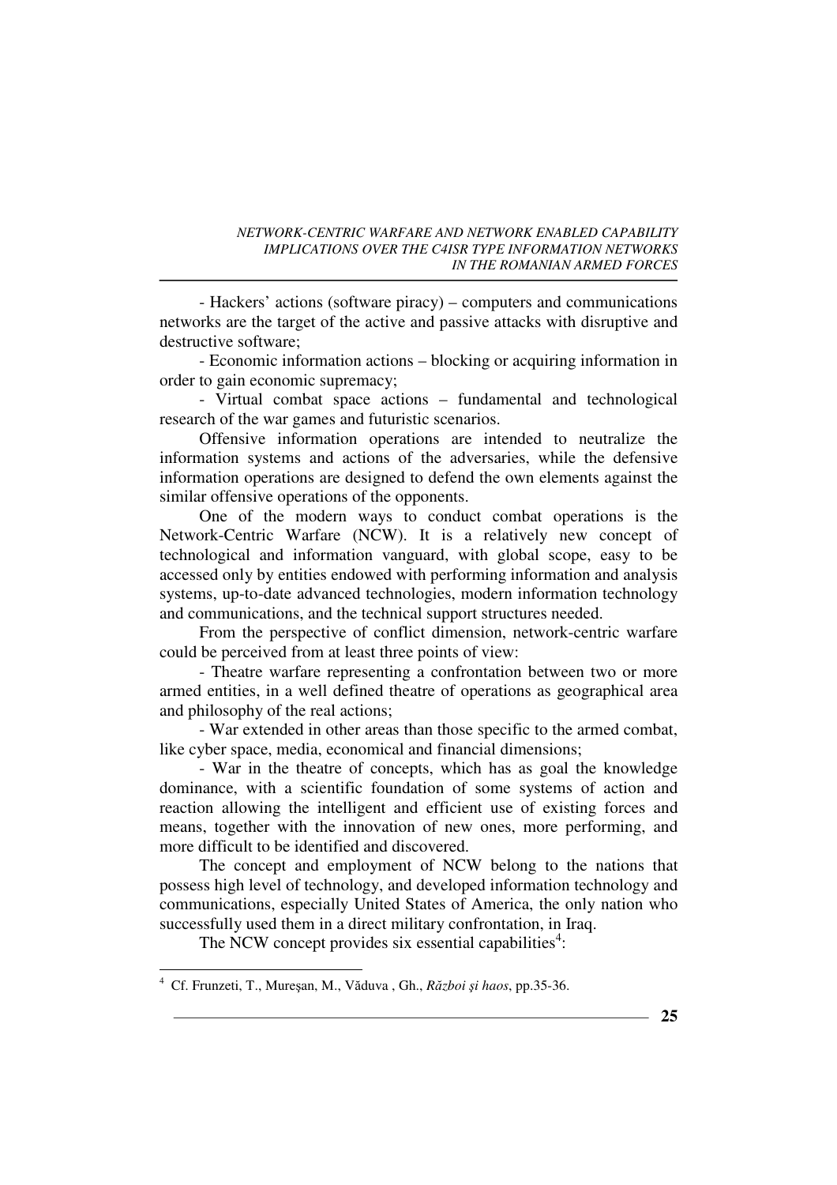- Hackers' actions (software piracy) – computers and communications networks are the target of the active and passive attacks with disruptive and destructive software;

- Economic information actions – blocking or acquiring information in order to gain economic supremacy;

- Virtual combat space actions – fundamental and technological research of the war games and futuristic scenarios.

Offensive information operations are intended to neutralize the information systems and actions of the adversaries, while the defensive information operations are designed to defend the own elements against the similar offensive operations of the opponents.

One of the modern ways to conduct combat operations is the Network-Centric Warfare (NCW). It is a relatively new concept of technological and information vanguard, with global scope, easy to be accessed only by entities endowed with performing information and analysis systems, up-to-date advanced technologies, modern information technology and communications, and the technical support structures needed.

From the perspective of conflict dimension, network-centric warfare could be perceived from at least three points of view:

- Theatre warfare representing a confrontation between two or more armed entities, in a well defined theatre of operations as geographical area and philosophy of the real actions;

- War extended in other areas than those specific to the armed combat, like cyber space, media, economical and financial dimensions;

- War in the theatre of concepts, which has as goal the knowledge dominance, with a scientific foundation of some systems of action and reaction allowing the intelligent and efficient use of existing forces and means, together with the innovation of new ones, more performing, and more difficult to be identified and discovered.

The concept and employment of NCW belong to the nations that possess high level of technology, and developed information technology and communications, especially United States of America, the only nation who successfully used them in a direct military confrontation, in Iraq.

The NCW concept provides six essential capabilities[4]:

---

[4] Cf. Frunzeti, T., Mureşan, M., Văduva , Gh., *Război şi haos*, pp.35-36.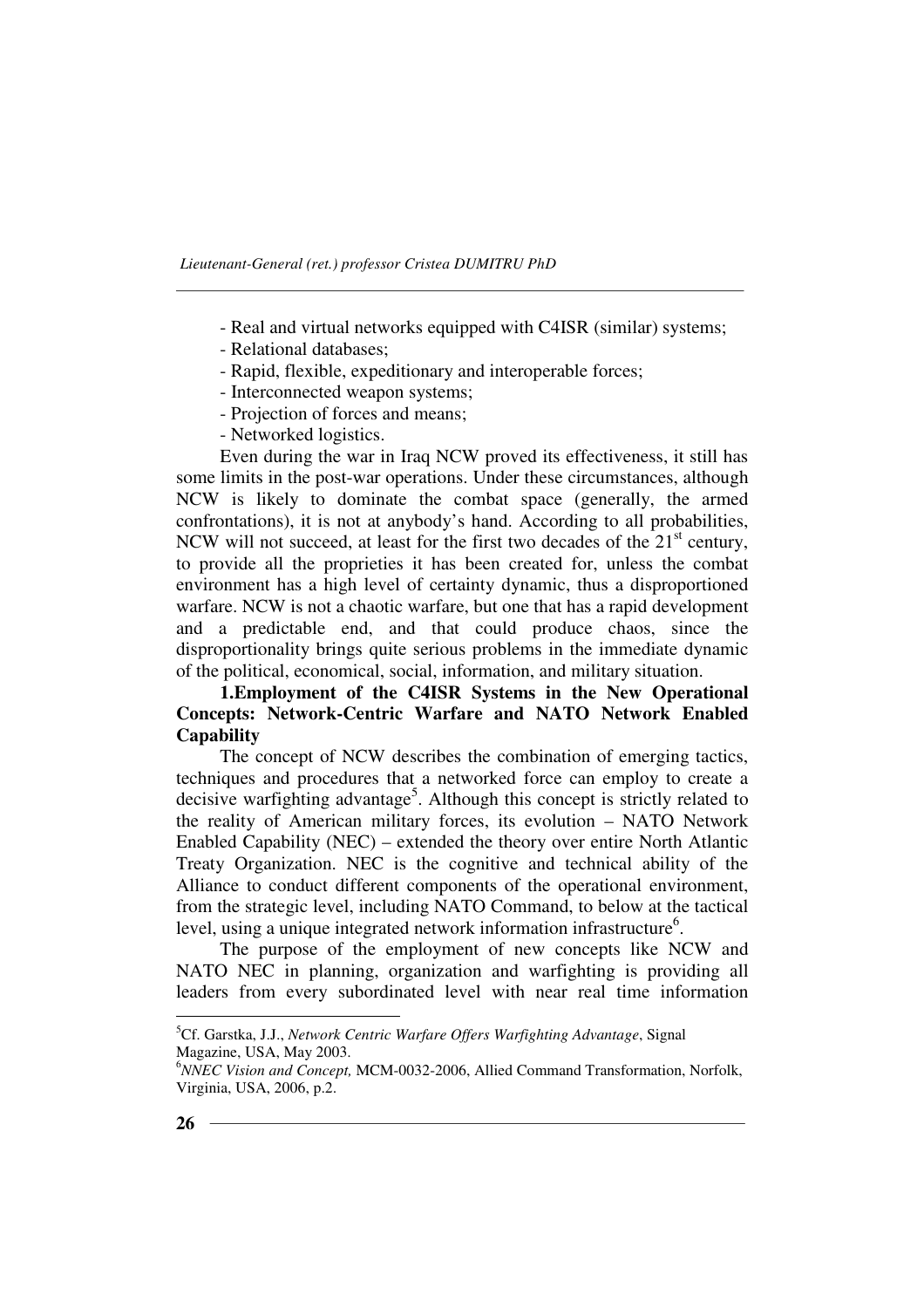- Real and virtual networks equipped with C4ISR (similar) systems;
- Relational databases;
- Rapid, flexible, expeditionary and interoperable forces;
- Interconnected weapon systems;
- Projection of forces and means;
- Networked logistics.

Even during the war in Iraq NCW proved its effectiveness, it still has some limits in the post-war operations. Under these circumstances, although NCW is likely to dominate the combat space (generally, the armed confrontations), it is not at anybody's hand. According to all probabilities, NCW will not succeed, at least for the first two decades of the 21st century, to provide all the proprieties it has been created for, unless the combat environment has a high level of certainty dynamic, thus a disproportioned warfare. NCW is not a chaotic warfare, but one that has a rapid development and a predictable end, and that could produce chaos, since the disproportionality brings quite serious problems in the immediate dynamic of the political, economical, social, information, and military situation.

**1.Employment of the C4ISR Systems in the New Operational Concepts: Network-Centric Warfare and NATO Network Enabled Capability**

The concept of NCW describes the combination of emerging tactics, techniques and procedures that a networked force can employ to create a decisive warfighting advantage[5]. Although this concept is strictly related to the reality of American military forces, its evolution – NATO Network Enabled Capability (NEC) – extended the theory over entire North Atlantic Treaty Organization. NEC is the cognitive and technical ability of the Alliance to conduct different components of the operational environment, from the strategic level, including NATO Command, to below at the tactical level, using a unique integrated network information infrastructure[6].

The purpose of the employment of new concepts like NCW and NATO NEC in planning, organization and warfighting is providing all leaders from every subordinated level with near real time information

---

[5]Cf. Garstka, J.J., *Network Centric Warfare Offers Warfighting Advantage*, Signal Magazine, USA, May 2003.

[6]*NNEC Vision and Concept,* MCM-0032-2006, Allied Command Transformation, Norfolk, Virginia, USA, 2006, p.2.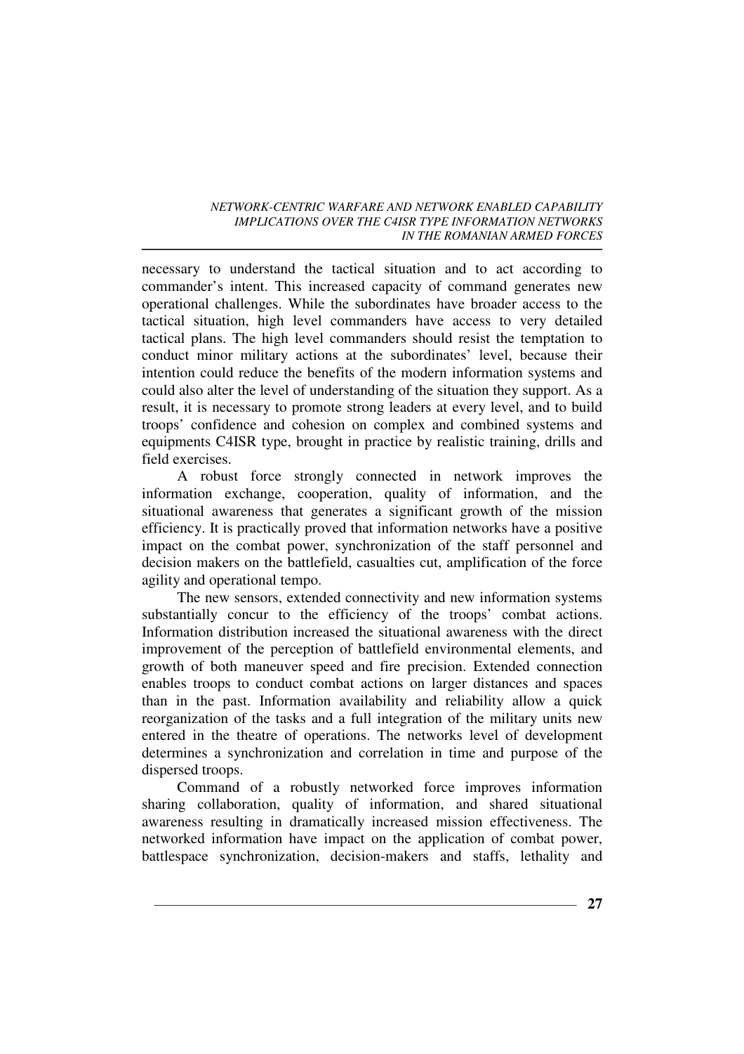necessary to understand the tactical situation and to act according to commander's intent. This increased capacity of command generates new operational challenges. While the subordinates have broader access to the tactical situation, high level commanders have access to very detailed tactical plans. The high level commanders should resist the temptation to conduct minor military actions at the subordinates' level, because their intention could reduce the benefits of the modern information systems and could also alter the level of understanding of the situation they support. As a result, it is necessary to promote strong leaders at every level, and to build troops' confidence and cohesion on complex and combined systems and equipments C4ISR type, brought in practice by realistic training, drills and field exercises.

A robust force strongly connected in network improves the information exchange, cooperation, quality of information, and the situational awareness that generates a significant growth of the mission efficiency. It is practically proved that information networks have a positive impact on the combat power, synchronization of the staff personnel and decision makers on the battlefield, casualties cut, amplification of the force agility and operational tempo.

The new sensors, extended connectivity and new information systems substantially concur to the efficiency of the troops' combat actions. Information distribution increased the situational awareness with the direct improvement of the perception of battlefield environmental elements, and growth of both maneuver speed and fire precision. Extended connection enables troops to conduct combat actions on larger distances and spaces than in the past. Information availability and reliability allow a quick reorganization of the tasks and a full integration of the military units new entered in the theatre of operations. The networks level of development determines a synchronization and correlation in time and purpose of the dispersed troops.

Command of a robustly networked force improves information sharing collaboration, quality of information, and shared situational awareness resulting in dramatically increased mission effectiveness. The networked information have impact on the application of combat power, battlespace synchronization, decision-makers and staffs, lethality and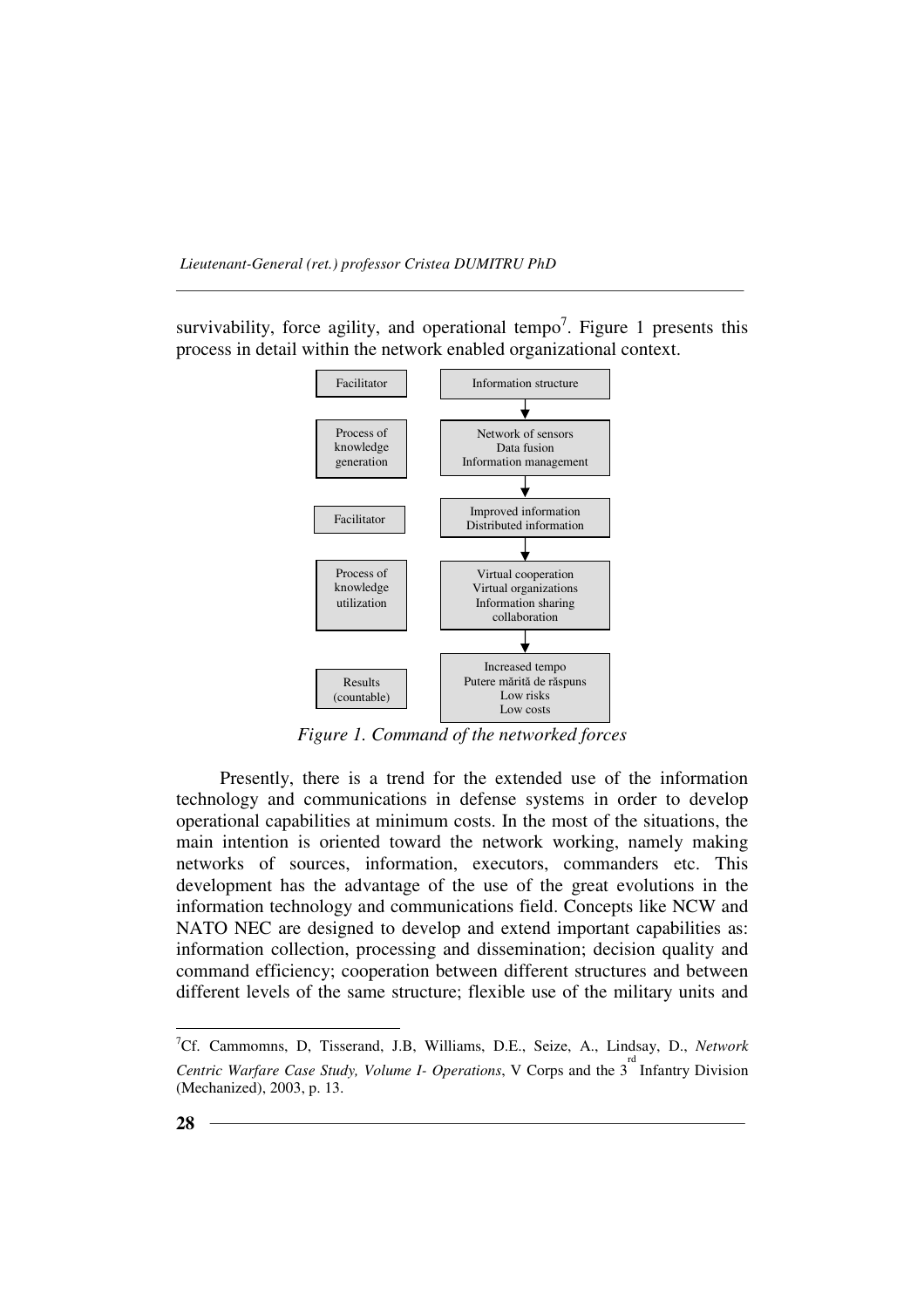survivability, force agility, and operational tempo[7]. Figure 1 presents this process in detail within the network enabled organizational context.

| | |
|---|---|
| Facilitator | Information structure |
| Process of knowledge generation | Network of sensors<br>Data fusion<br>Information management |
| Facilitator | Improved information<br>Distributed information |
| Process of knowledge utilization | Virtual cooperation<br>Virtual organizations<br>Information sharing<br>collaboration |
| Results (countable) | Increased tempo<br>Putere mărită de răspuns<br>Low risks<br>Low costs |

*Figure 1. Command of the networked forces*

Presently, there is a trend for the extended use of the information technology and communications in defense systems in order to develop operational capabilities at minimum costs. In the most of the situations, the main intention is oriented toward the network working, namely making networks of sources, information, executors, commanders etc. This development has the advantage of the use of the great evolutions in the information technology and communications field. Concepts like NCW and NATO NEC are designed to develop and extend important capabilities as: information collection, processing and dissemination; decision quality and command efficiency; cooperation between different structures and between different levels of the same structure; flexible use of the military units and

---

[7] Cf. Cammomns, D, Tisserand, J.B, Williams, D.E., Seize, A., Lindsay, D., *Network Centric Warfare Case Study, Volume I- Operations*, V Corps and the 3[rd] Infantry Division (Mechanized), 2003, p. 13.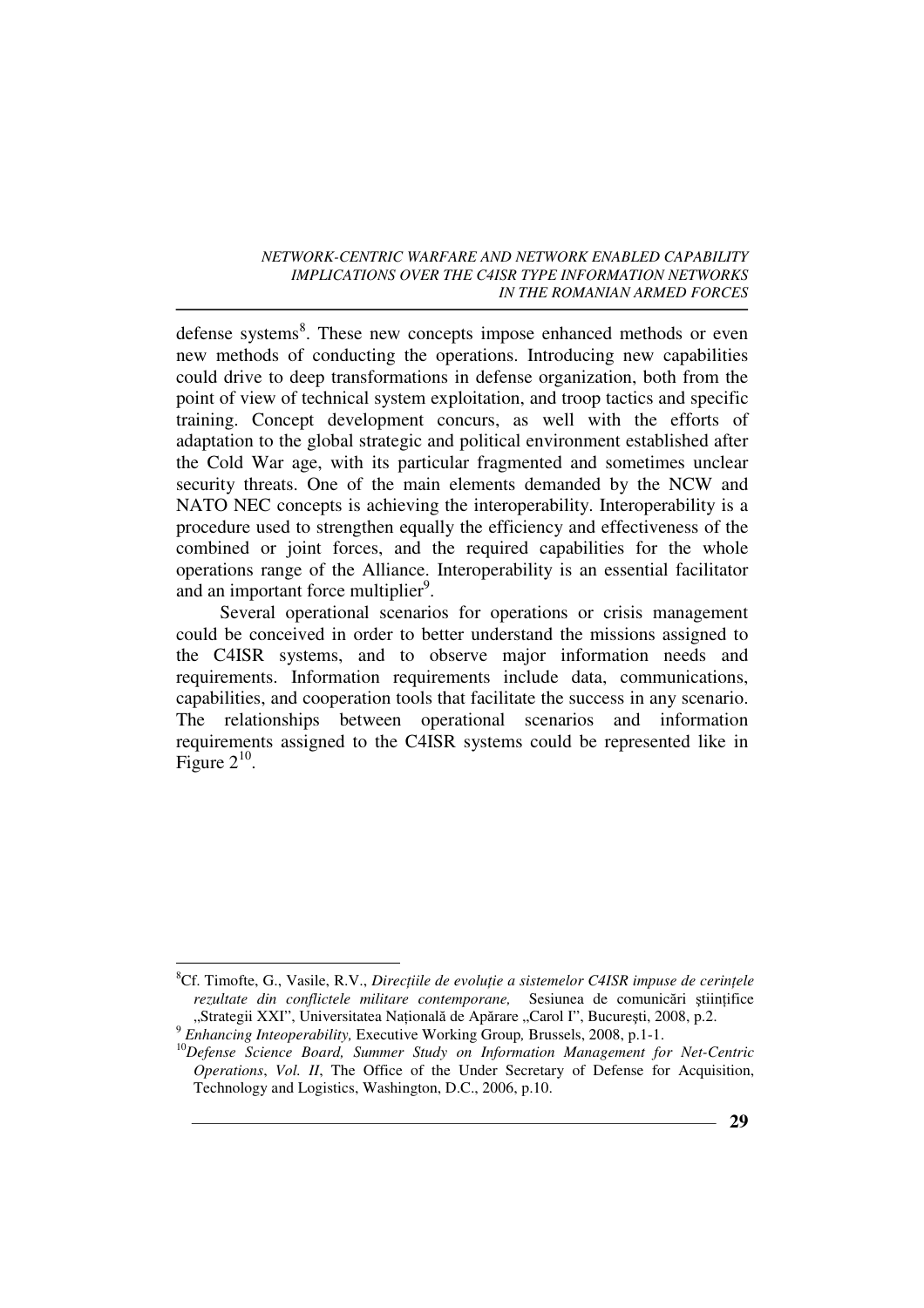defense systems[8]. These new concepts impose enhanced methods or even new methods of conducting the operations. Introducing new capabilities could drive to deep transformations in defense organization, both from the point of view of technical system exploitation, and troop tactics and specific training. Concept development concurs, as well with the efforts of adaptation to the global strategic and political environment established after the Cold War age, with its particular fragmented and sometimes unclear security threats. One of the main elements demanded by the NCW and NATO NEC concepts is achieving the interoperability. Interoperability is a procedure used to strengthen equally the efficiency and effectiveness of the combined or joint forces, and the required capabilities for the whole operations range of the Alliance. Interoperability is an essential facilitator and an important force multiplier[9].

Several operational scenarios for operations or crisis management could be conceived in order to better understand the missions assigned to the C4ISR systems, and to observe major information needs and requirements. Information requirements include data, communications, capabilities, and cooperation tools that facilitate the success in any scenario. The relationships between operational scenarios and information requirements assigned to the C4ISR systems could be represented like in Figure 2[10].

---

[8] Cf. Timofte, G., Vasile, R.V., *Direcțiile de evoluție a sistemelor C4ISR impuse de cerințele rezultate din conflictele militare contemporane,* Sesiunea de comunicări științifice „Strategii XXI", Universitatea Națională de Apărare „Carol I", București, 2008, p.2.

[9] *Enhancing Inteoperability,* Executive Working Group*,* Brussels, 2008, p.1-1.

[10] *Defense Science Board, Summer Study on Information Management for Net-Centric Operations*, *Vol. II*, The Office of the Under Secretary of Defense for Acquisition, Technology and Logistics, Washington, D.C., 2006, p.10.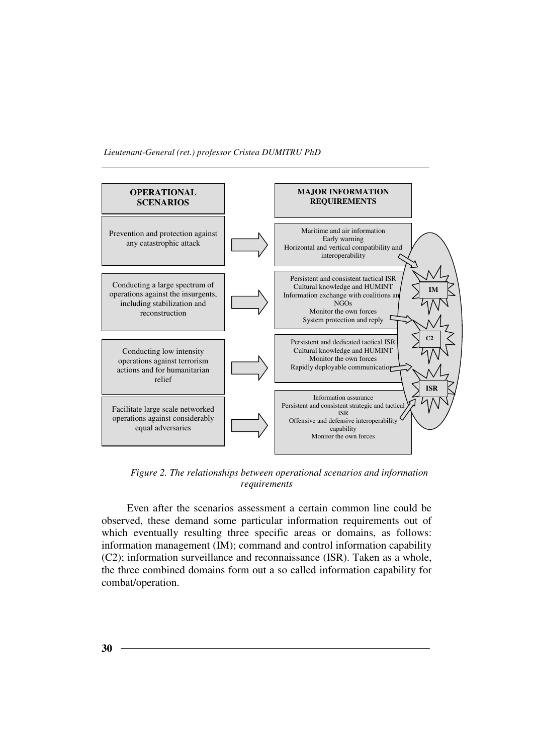| OPERATIONAL SCENARIOS | MAJOR INFORMATION REQUIREMENTS |
| --- | --- |
| Prevention and protection against any catastrophic attack | Maritime and air information<br>Early warning<br>Horizontal and vertical compatibility and interoperability |
| Conducting a large spectrum of operations against the insurgents, including stabilization and reconstruction | Persistent and consistent tactical ISR<br>Cultural knowledge and HUMINT<br>Information exchange with coalitions and NGOs<br>Monitor the own forces<br>System protection and reply |
| Conducting low intensity operations against terrorism actions and for humanitarian relief | Persistent and dedicated tactical ISR<br>Cultural knowledge and HUMINT<br>Monitor the own forces<br>Rapidly deployable communications |
| Facilitate large scale networked operations against considerably equal adversaries | Information assurance<br>Persistent and consistent strategic and tactical ISR<br>Offensive and defensive interoperability capability<br>Monitor the own forces |

IM — C2 — ISR

*Figure 2. The relationships between operational scenarios and information requirements*

Even after the scenarios assessment a certain common line could be observed, these demand some particular information requirements out of which eventually resulting three specific areas or domains, as follows: information management (IM); command and control information capability (C2); information surveillance and reconnaissance (ISR). Taken as a whole, the three combined domains form out a so called information capability for combat/operation.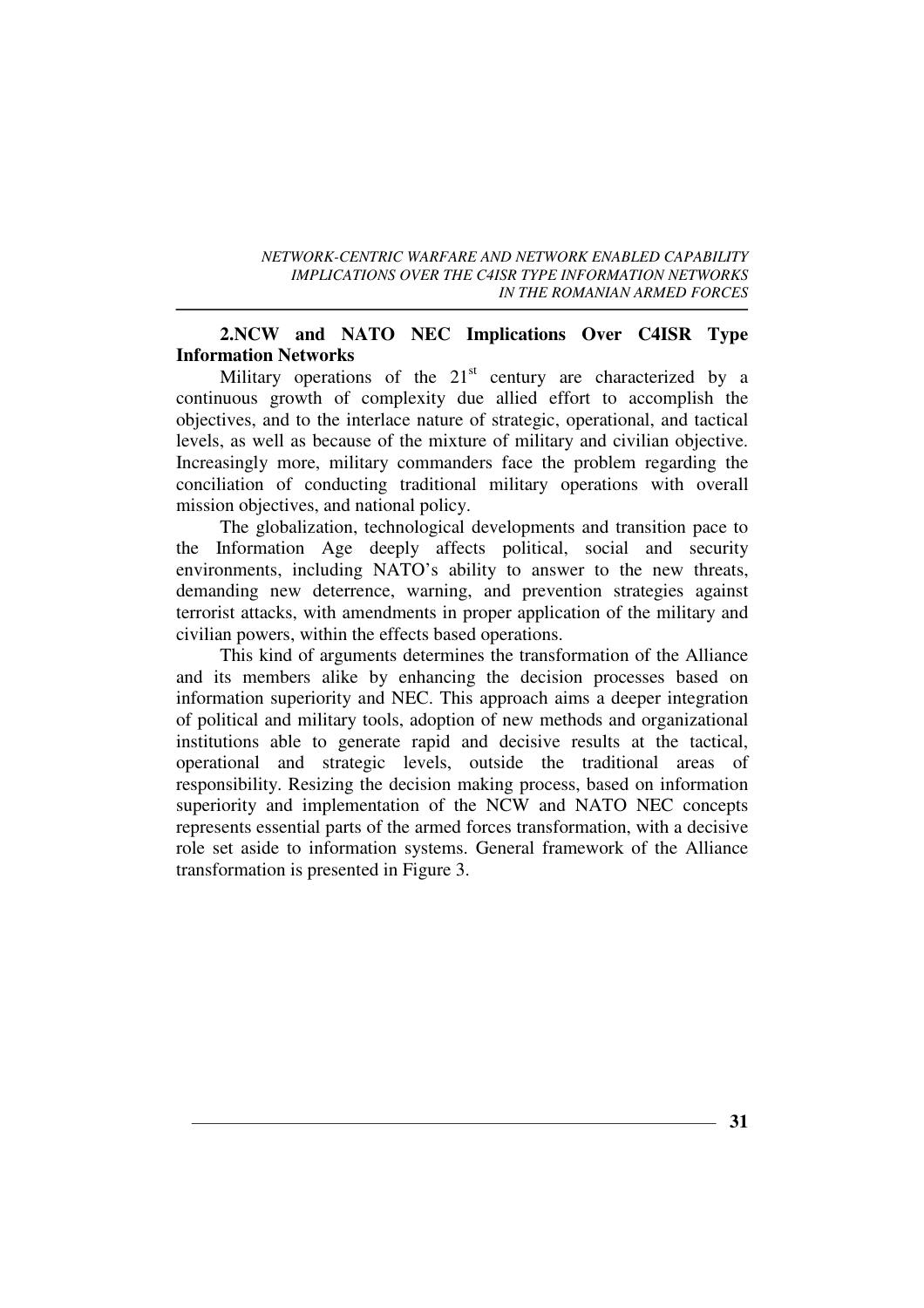## 2.NCW and NATO NEC Implications Over C4ISR Type Information Networks

Military operations of the 21st century are characterized by a continuous growth of complexity due allied effort to accomplish the objectives, and to the interlace nature of strategic, operational, and tactical levels, as well as because of the mixture of military and civilian objective. Increasingly more, military commanders face the problem regarding the conciliation of conducting traditional military operations with overall mission objectives, and national policy.

The globalization, technological developments and transition pace to the Information Age deeply affects political, social and security environments, including NATO's ability to answer to the new threats, demanding new deterrence, warning, and prevention strategies against terrorist attacks, with amendments in proper application of the military and civilian powers, within the effects based operations.

This kind of arguments determines the transformation of the Alliance and its members alike by enhancing the decision processes based on information superiority and NEC. This approach aims a deeper integration of political and military tools, adoption of new methods and organizational institutions able to generate rapid and decisive results at the tactical, operational and strategic levels, outside the traditional areas of responsibility. Resizing the decision making process, based on information superiority and implementation of the NCW and NATO NEC concepts represents essential parts of the armed forces transformation, with a decisive role set aside to information systems. General framework of the Alliance transformation is presented in Figure 3.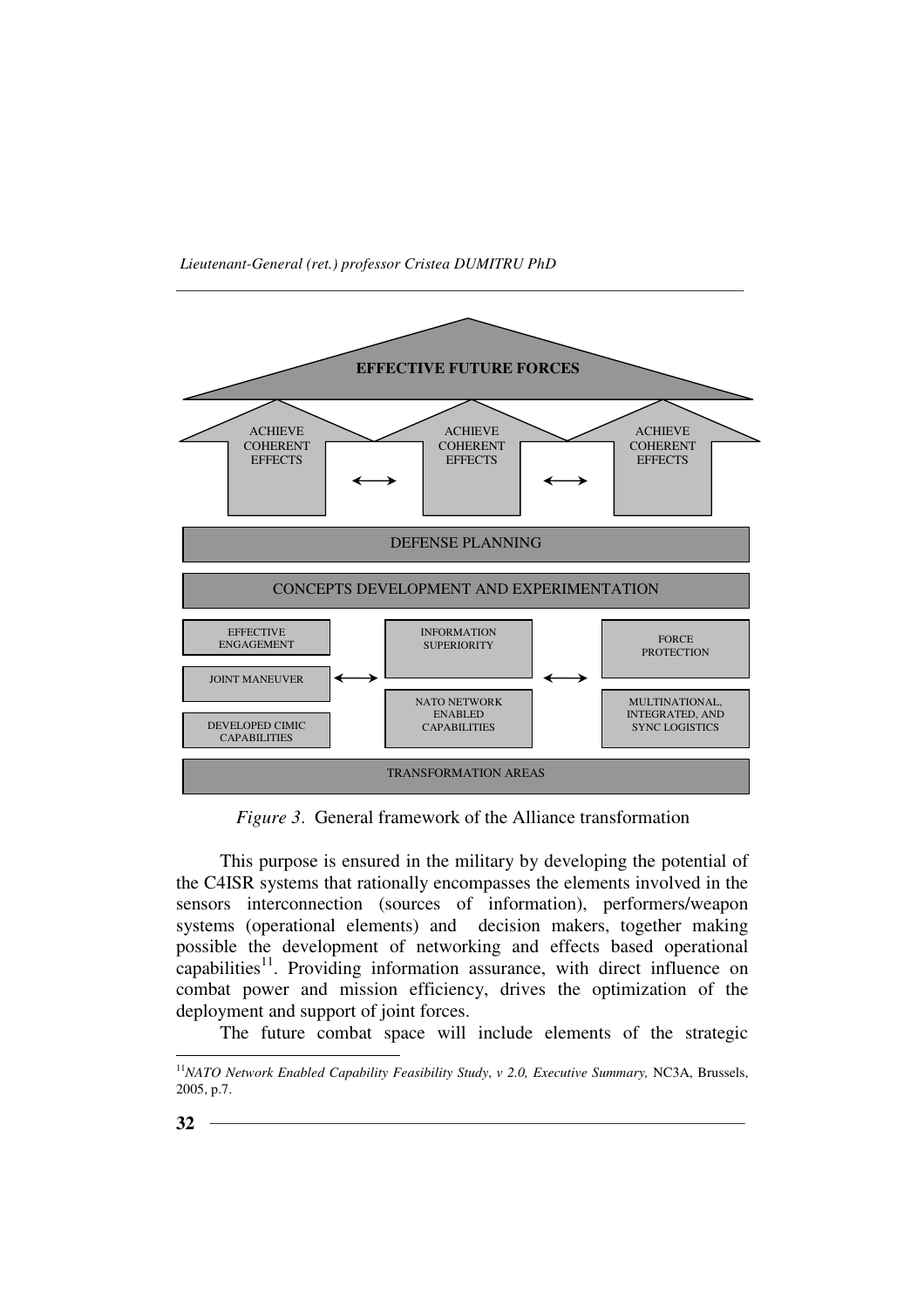**EFFECTIVE FUTURE FORCES**

ACHIEVE COHERENT EFFECTS ⟷ ACHIEVE COHERENT EFFECTS ⟷ ACHIEVE COHERENT EFFECTS

DEFENSE PLANNING

CONCEPTS DEVELOPMENT AND EXPERIMENTATION

| | | | | |
|---|---|---|---|---|
| EFFECTIVE ENGAGEMENT | | INFORMATION SUPERIORITY | | FORCE PROTECTION |
| JOINT MANEUVER | ⟷ | | ⟷ | |
| DEVELOPED CIMIC CAPABILITIES | | NATO NETWORK ENABLED CAPABILITIES | | MULTINATIONAL, INTEGRATED, AND SYNC LOGISTICS |

TRANSFORMATION AREAS

*Figure 3*. General framework of the Alliance transformation

This purpose is ensured in the military by developing the potential of the C4ISR systems that rationally encompasses the elements involved in the sensors interconnection (sources of information), performers/weapon systems (operational elements) and decision makers, together making possible the development of networking and effects based operational capabilities[11]. Providing information assurance, with direct influence on combat power and mission efficiency, drives the optimization of the deployment and support of joint forces.

The future combat space will include elements of the strategic

---

[11] *NATO Network Enabled Capability Feasibility Study*, *v 2.0, Executive Summary,* NC3A, Brussels, 2005, p.7.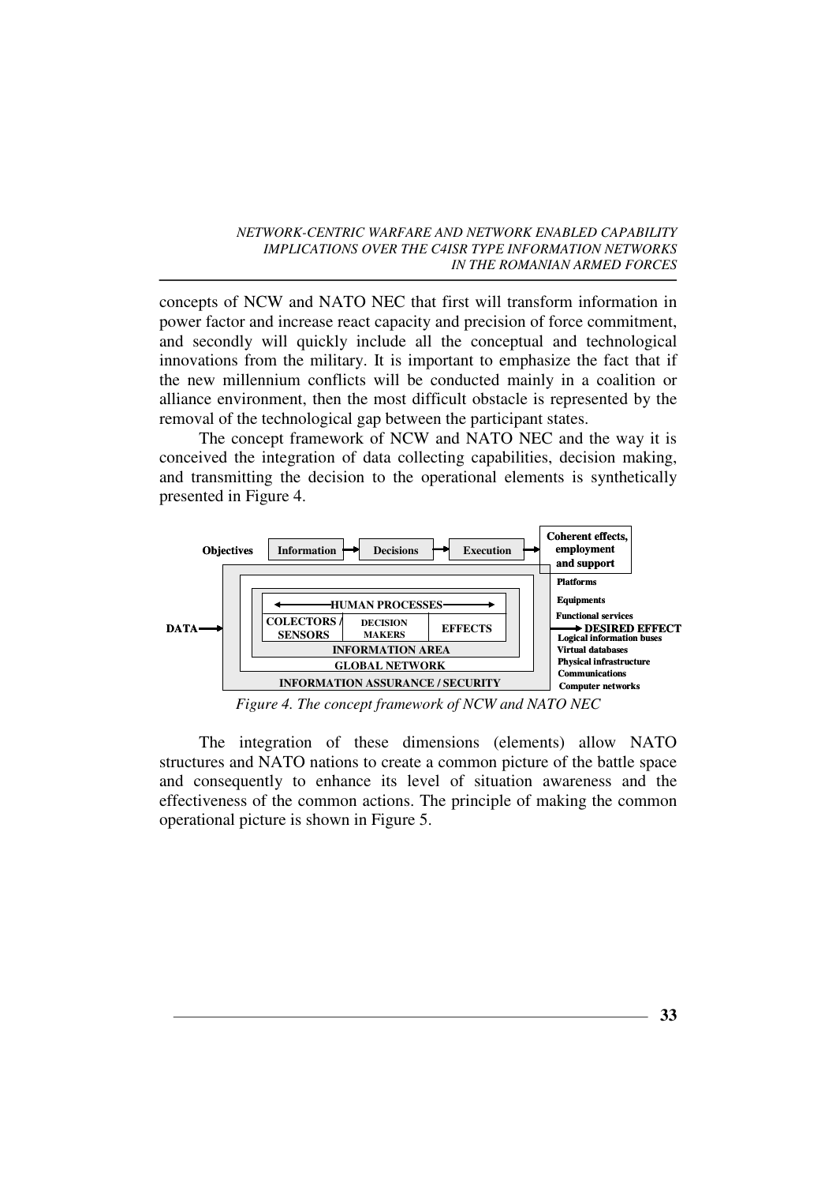concepts of NCW and NATO NEC that first will transform information in power factor and increase react capacity and precision of force commitment, and secondly will quickly include all the conceptual and technological innovations from the military. It is important to emphasize the fact that if the new millennium conflicts will be conducted mainly in a coalition or alliance environment, then the most difficult obstacle is represented by the removal of the technological gap between the participant states.

The concept framework of NCW and NATO NEC and the way it is conceived the integration of data collecting capabilities, decision making, and transmitting the decision to the operational elements is synthetically presented in Figure 4.

Objectives | Information → Decisions → Execution → Coherent effects, employment and support

DATA → HUMAN PROCESSES | COLECTORS / SENSORS | DECISION MAKERS | EFFECTS | INFORMATION AREA | GLOBAL NETWORK | INFORMATION ASSURANCE / SECURITY → DESIRED EFFECT

Platforms
Equipments
Functional services
Logical information buses
Virtual databases
Physical infrastructure
Communications
Computer networks

*Figure 4. The concept framework of NCW and NATO NEC*

The integration of these dimensions (elements) allow NATO structures and NATO nations to create a common picture of the battle space and consequently to enhance its level of situation awareness and the effectiveness of the common actions. The principle of making the common operational picture is shown in Figure 5.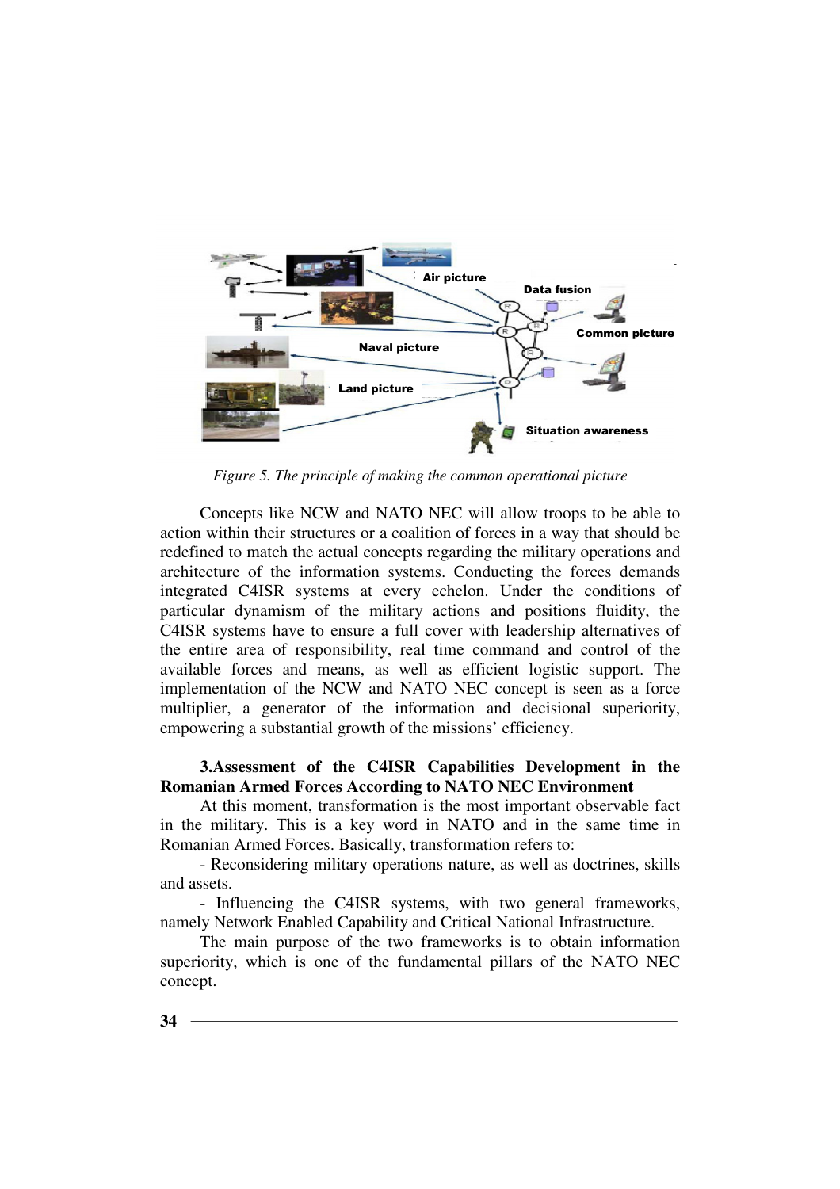*Figure 5. The principle of making the common operational picture*

Concepts like NCW and NATO NEC will allow troops to be able to action within their structures or a coalition of forces in a way that should be redefined to match the actual concepts regarding the military operations and architecture of the information systems. Conducting the forces demands integrated C4ISR systems at every echelon. Under the conditions of particular dynamism of the military actions and positions fluidity, the C4ISR systems have to ensure a full cover with leadership alternatives of the entire area of responsibility, real time command and control of the available forces and means, as well as efficient logistic support. The implementation of the NCW and NATO NEC concept is seen as a force multiplier, a generator of the information and decisional superiority, empowering a substantial growth of the missions' efficiency.

## 3.Assessment of the C4ISR Capabilities Development in the Romanian Armed Forces According to NATO NEC Environment

At this moment, transformation is the most important observable fact in the military. This is a key word in NATO and in the same time in Romanian Armed Forces. Basically, transformation refers to:

- Reconsidering military operations nature, as well as doctrines, skills and assets.
- Influencing the C4ISR systems, with two general frameworks, namely Network Enabled Capability and Critical National Infrastructure.

The main purpose of the two frameworks is to obtain information superiority, which is one of the fundamental pillars of the NATO NEC concept.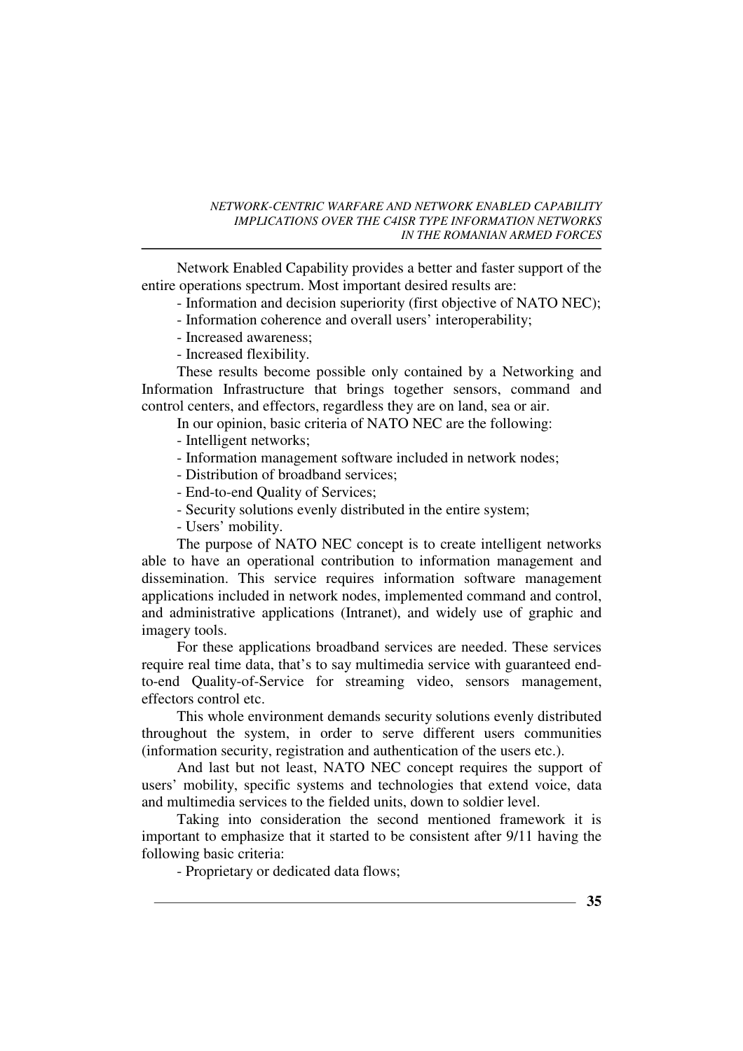Network Enabled Capability provides a better and faster support of the entire operations spectrum. Most important desired results are:

- Information and decision superiority (first objective of NATO NEC);
- Information coherence and overall users' interoperability;
- Increased awareness;
- Increased flexibility.

These results become possible only contained by a Networking and Information Infrastructure that brings together sensors, command and control centers, and effectors, regardless they are on land, sea or air.

In our opinion, basic criteria of NATO NEC are the following:

- Intelligent networks;
- Information management software included in network nodes;
- Distribution of broadband services;
- End-to-end Quality of Services;
- Security solutions evenly distributed in the entire system;
- Users' mobility.

The purpose of NATO NEC concept is to create intelligent networks able to have an operational contribution to information management and dissemination. This service requires information software management applications included in network nodes, implemented command and control, and administrative applications (Intranet), and widely use of graphic and imagery tools.

For these applications broadband services are needed. These services require real time data, that's to say multimedia service with guaranteed end-to-end Quality-of-Service for streaming video, sensors management, effectors control etc.

This whole environment demands security solutions evenly distributed throughout the system, in order to serve different users communities (information security, registration and authentication of the users etc.).

And last but not least, NATO NEC concept requires the support of users' mobility, specific systems and technologies that extend voice, data and multimedia services to the fielded units, down to soldier level.

Taking into consideration the second mentioned framework it is important to emphasize that it started to be consistent after 9/11 having the following basic criteria:

- Proprietary or dedicated data flows;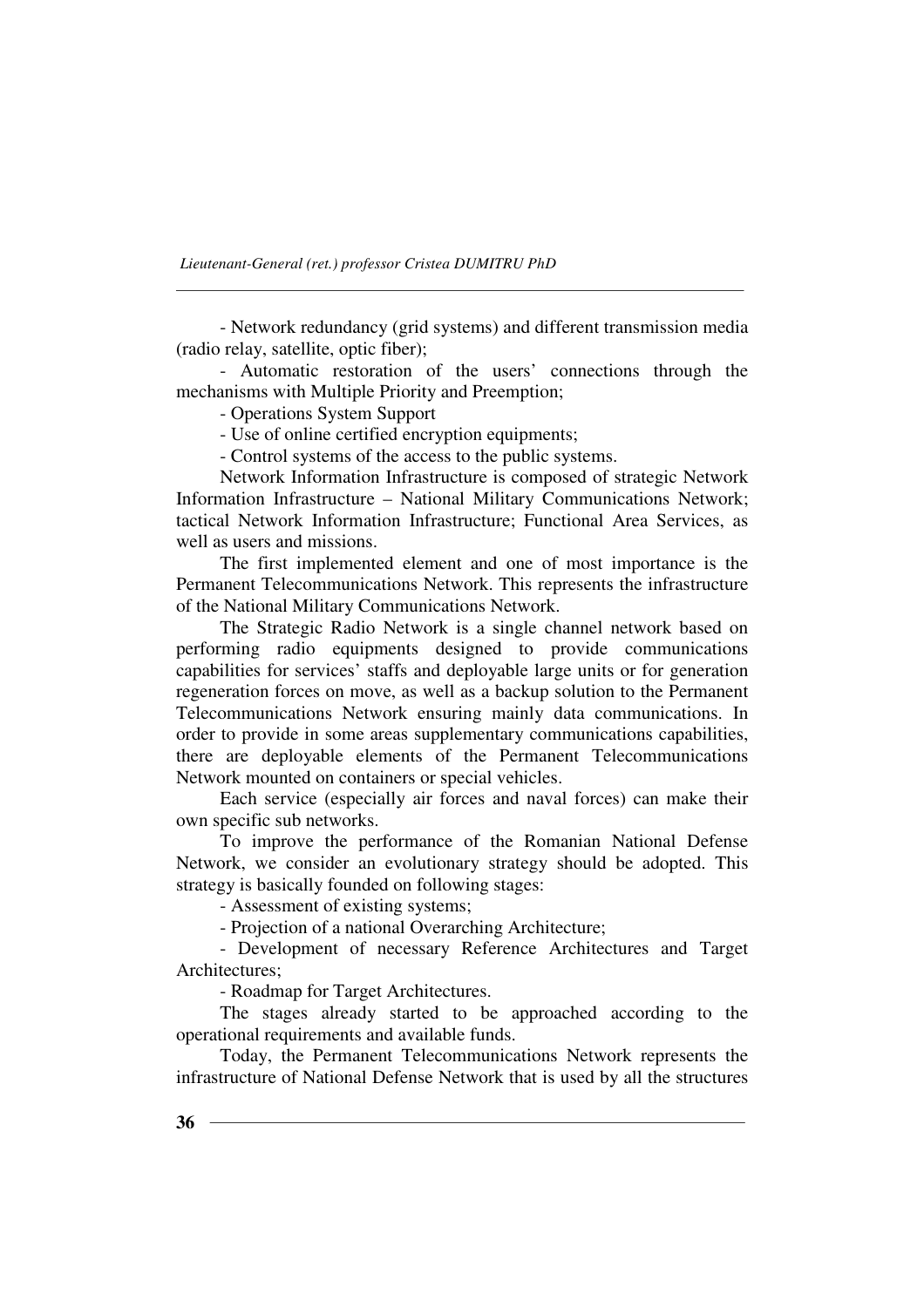- Network redundancy (grid systems) and different transmission media (radio relay, satellite, optic fiber);

- Automatic restoration of the users' connections through the mechanisms with Multiple Priority and Preemption;

- Operations System Support

- Use of online certified encryption equipments;

- Control systems of the access to the public systems.

Network Information Infrastructure is composed of strategic Network Information Infrastructure – National Military Communications Network; tactical Network Information Infrastructure; Functional Area Services, as well as users and missions.

The first implemented element and one of most importance is the Permanent Telecommunications Network. This represents the infrastructure of the National Military Communications Network.

The Strategic Radio Network is a single channel network based on performing radio equipments designed to provide communications capabilities for services' staffs and deployable large units or for generation regeneration forces on move, as well as a backup solution to the Permanent Telecommunications Network ensuring mainly data communications. In order to provide in some areas supplementary communications capabilities, there are deployable elements of the Permanent Telecommunications Network mounted on containers or special vehicles.

Each service (especially air forces and naval forces) can make their own specific sub networks.

To improve the performance of the Romanian National Defense Network, we consider an evolutionary strategy should be adopted. This strategy is basically founded on following stages:

- Assessment of existing systems;

- Projection of a national Overarching Architecture;

- Development of necessary Reference Architectures and Target Architectures;

- Roadmap for Target Architectures.

The stages already started to be approached according to the operational requirements and available funds.

Today, the Permanent Telecommunications Network represents the infrastructure of National Defense Network that is used by all the structures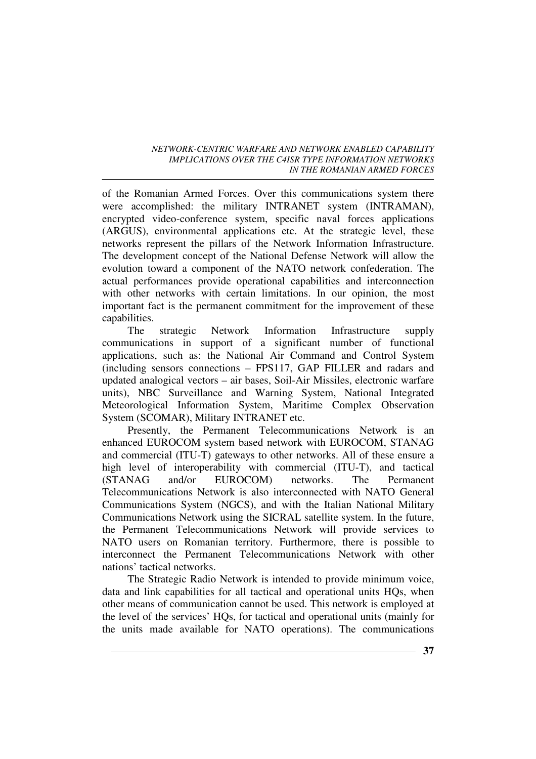of the Romanian Armed Forces. Over this communications system there were accomplished: the military INTRANET system (INTRAMAN), encrypted video-conference system, specific naval forces applications (ARGUS), environmental applications etc. At the strategic level, these networks represent the pillars of the Network Information Infrastructure. The development concept of the National Defense Network will allow the evolution toward a component of the NATO network confederation. The actual performances provide operational capabilities and interconnection with other networks with certain limitations. In our opinion, the most important fact is the permanent commitment for the improvement of these capabilities.

The strategic Network Information Infrastructure supply communications in support of a significant number of functional applications, such as: the National Air Command and Control System (including sensors connections – FPS117, GAP FILLER and radars and updated analogical vectors – air bases, Soil-Air Missiles, electronic warfare units), NBC Surveillance and Warning System, National Integrated Meteorological Information System, Maritime Complex Observation System (SCOMAR), Military INTRANET etc.

Presently, the Permanent Telecommunications Network is an enhanced EUROCOM system based network with EUROCOM, STANAG and commercial (ITU-T) gateways to other networks. All of these ensure a high level of interoperability with commercial (ITU-T), and tactical (STANAG and/or EUROCOM) networks. The Permanent Telecommunications Network is also interconnected with NATO General Communications System (NGCS), and with the Italian National Military Communications Network using the SICRAL satellite system. In the future, the Permanent Telecommunications Network will provide services to NATO users on Romanian territory. Furthermore, there is possible to interconnect the Permanent Telecommunications Network with other nations' tactical networks.

The Strategic Radio Network is intended to provide minimum voice, data and link capabilities for all tactical and operational units HQs, when other means of communication cannot be used. This network is employed at the level of the services' HQs, for tactical and operational units (mainly for the units made available for NATO operations). The communications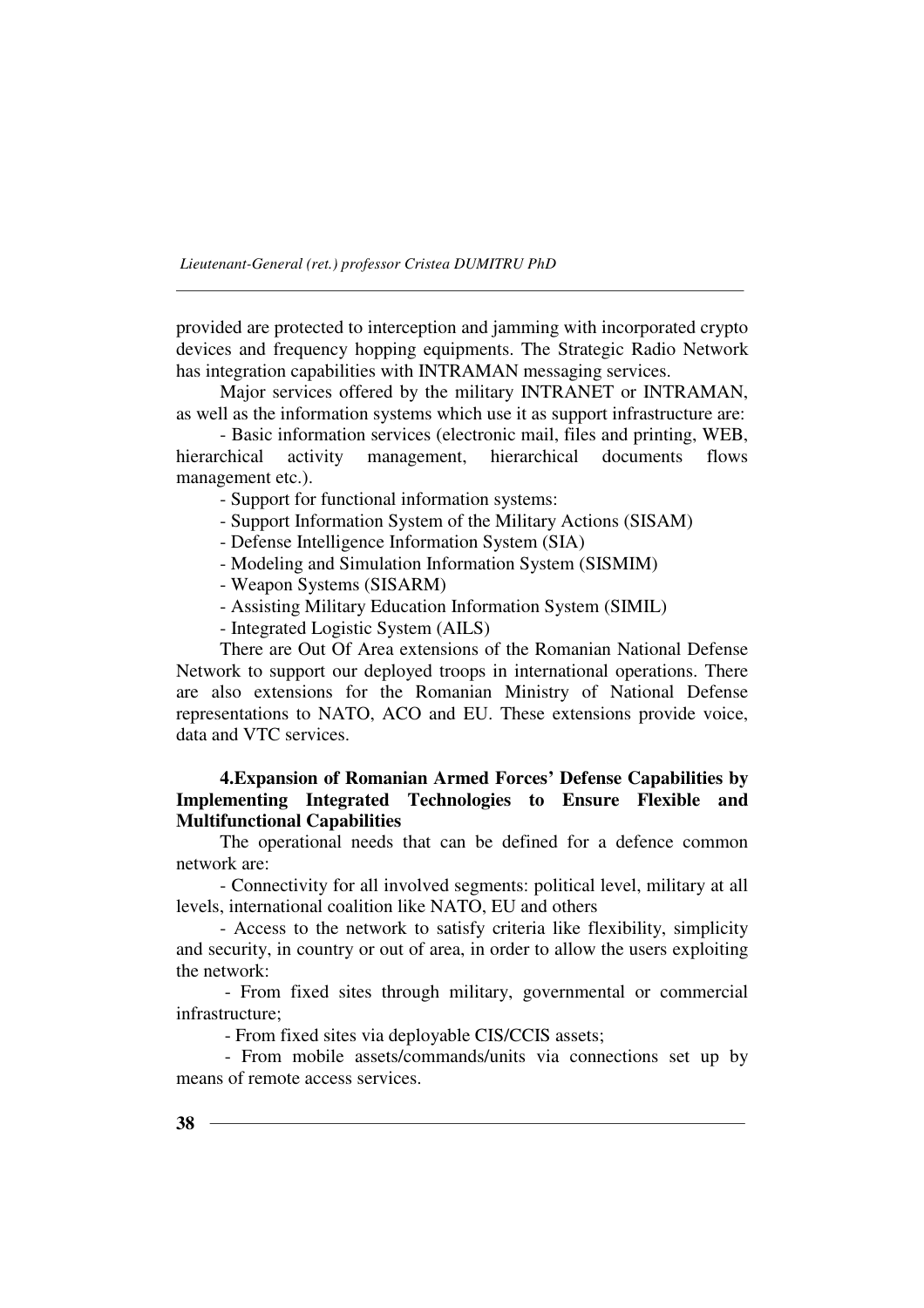provided are protected to interception and jamming with incorporated crypto devices and frequency hopping equipments. The Strategic Radio Network has integration capabilities with INTRAMAN messaging services.

Major services offered by the military INTRANET or INTRAMAN, as well as the information systems which use it as support infrastructure are:

- Basic information services (electronic mail, files and printing, WEB, hierarchical activity management, hierarchical documents flows management etc.).
- Support for functional information systems:
- Support Information System of the Military Actions (SISAM)
- Defense Intelligence Information System (SIA)
- Modeling and Simulation Information System (SISMIM)
- Weapon Systems (SISARM)
- Assisting Military Education Information System (SIMIL)
- Integrated Logistic System (AILS)

There are Out Of Area extensions of the Romanian National Defense Network to support our deployed troops in international operations. There are also extensions for the Romanian Ministry of National Defense representations to NATO, ACO and EU. These extensions provide voice, data and VTC services.

## 4.Expansion of Romanian Armed Forces' Defense Capabilities by Implementing Integrated Technologies to Ensure Flexible and Multifunctional Capabilities

The operational needs that can be defined for a defence common network are:

- Connectivity for all involved segments: political level, military at all levels, international coalition like NATO, EU and others
- Access to the network to satisfy criteria like flexibility, simplicity and security, in country or out of area, in order to allow the users exploiting the network:
  - From fixed sites through military, governmental or commercial infrastructure;
  - From fixed sites via deployable CIS/CCIS assets;
  - From mobile assets/commands/units via connections set up by means of remote access services.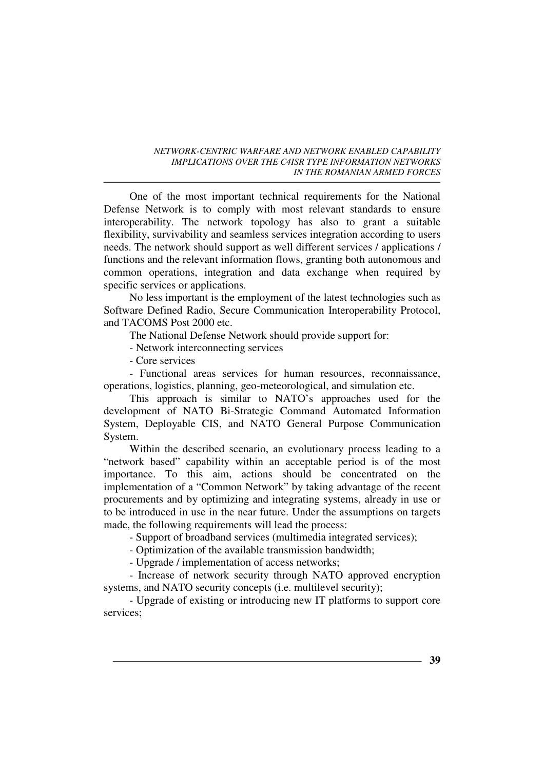One of the most important technical requirements for the National Defense Network is to comply with most relevant standards to ensure interoperability. The network topology has also to grant a suitable flexibility, survivability and seamless services integration according to users needs. The network should support as well different services / applications / functions and the relevant information flows, granting both autonomous and common operations, integration and data exchange when required by specific services or applications.

No less important is the employment of the latest technologies such as Software Defined Radio, Secure Communication Interoperability Protocol, and TACOMS Post 2000 etc.

The National Defense Network should provide support for:

- Network interconnecting services
- Core services
- Functional areas services for human resources, reconnaissance, operations, logistics, planning, geo-meteorological, and simulation etc.

This approach is similar to NATO's approaches used for the development of NATO Bi-Strategic Command Automated Information System, Deployable CIS, and NATO General Purpose Communication System.

Within the described scenario, an evolutionary process leading to a "network based" capability within an acceptable period is of the most importance. To this aim, actions should be concentrated on the implementation of a "Common Network" by taking advantage of the recent procurements and by optimizing and integrating systems, already in use or to be introduced in use in the near future. Under the assumptions on targets made, the following requirements will lead the process:

- Support of broadband services (multimedia integrated services);
- Optimization of the available transmission bandwidth;
- Upgrade / implementation of access networks;
- Increase of network security through NATO approved encryption systems, and NATO security concepts (i.e. multilevel security);
- Upgrade of existing or introducing new IT platforms to support core services;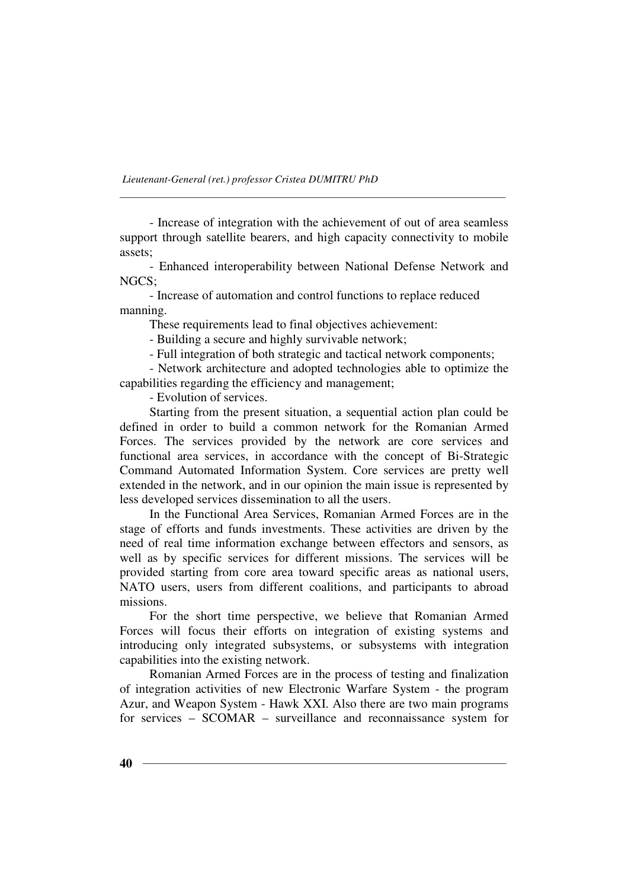- Increase of integration with the achievement of out of area seamless support through satellite bearers, and high capacity connectivity to mobile assets;

- Enhanced interoperability between National Defense Network and NGCS;

- Increase of automation and control functions to replace reduced manning.

These requirements lead to final objectives achievement:

- Building a secure and highly survivable network;

- Full integration of both strategic and tactical network components;

- Network architecture and adopted technologies able to optimize the capabilities regarding the efficiency and management;

- Evolution of services.

Starting from the present situation, a sequential action plan could be defined in order to build a common network for the Romanian Armed Forces. The services provided by the network are core services and functional area services, in accordance with the concept of Bi-Strategic Command Automated Information System. Core services are pretty well extended in the network, and in our opinion the main issue is represented by less developed services dissemination to all the users.

In the Functional Area Services, Romanian Armed Forces are in the stage of efforts and funds investments. These activities are driven by the need of real time information exchange between effectors and sensors, as well as by specific services for different missions. The services will be provided starting from core area toward specific areas as national users, NATO users, users from different coalitions, and participants to abroad missions.

For the short time perspective, we believe that Romanian Armed Forces will focus their efforts on integration of existing systems and introducing only integrated subsystems, or subsystems with integration capabilities into the existing network.

Romanian Armed Forces are in the process of testing and finalization of integration activities of new Electronic Warfare System - the program Azur, and Weapon System - Hawk XXI. Also there are two main programs for services – SCOMAR – surveillance and reconnaissance system for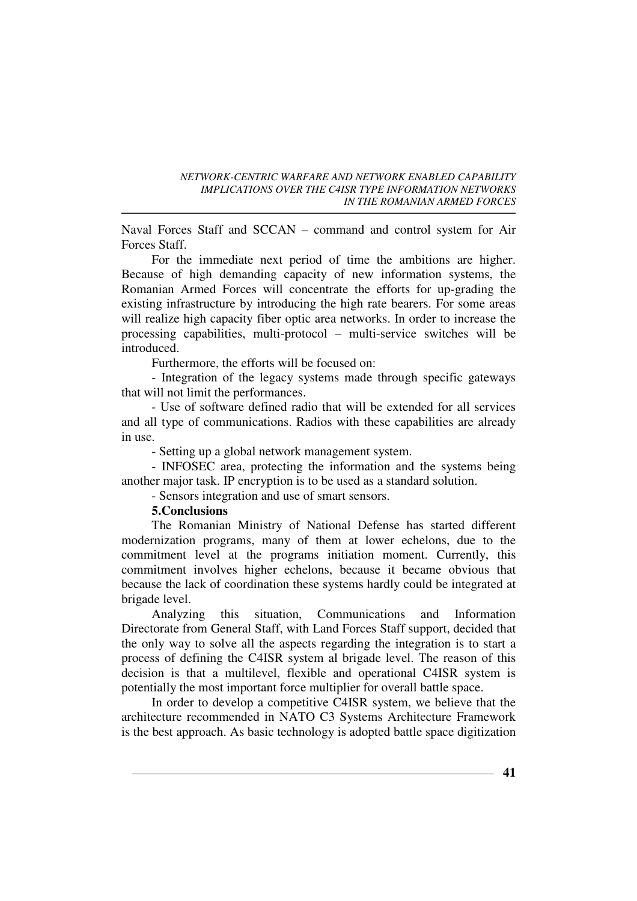Naval Forces Staff and SCCAN – command and control system for Air Forces Staff.

For the immediate next period of time the ambitions are higher. Because of high demanding capacity of new information systems, the Romanian Armed Forces will concentrate the efforts for up-grading the existing infrastructure by introducing the high rate bearers. For some areas will realize high capacity fiber optic area networks. In order to increase the processing capabilities, multi-protocol – multi-service switches will be introduced.

Furthermore, the efforts will be focused on:

- Integration of the legacy systems made through specific gateways that will not limit the performances.

- Use of software defined radio that will be extended for all services and all type of communications. Radios with these capabilities are already in use.

- Setting up a global network management system.

- INFOSEC area, protecting the information and the systems being another major task. IP encryption is to be used as a standard solution.

- Sensors integration and use of smart sensors.

**5.Conclusions**

The Romanian Ministry of National Defense has started different modernization programs, many of them at lower echelons, due to the commitment level at the programs initiation moment. Currently, this commitment involves higher echelons, because it became obvious that because the lack of coordination these systems hardly could be integrated at brigade level.

Analyzing this situation, Communications and Information Directorate from General Staff, with Land Forces Staff support, decided that the only way to solve all the aspects regarding the integration is to start a process of defining the C4ISR system al brigade level. The reason of this decision is that a multilevel, flexible and operational C4ISR system is potentially the most important force multiplier for overall battle space.

In order to develop a competitive C4ISR system, we believe that the architecture recommended in NATO C3 Systems Architecture Framework is the best approach. As basic technology is adopted battle space digitization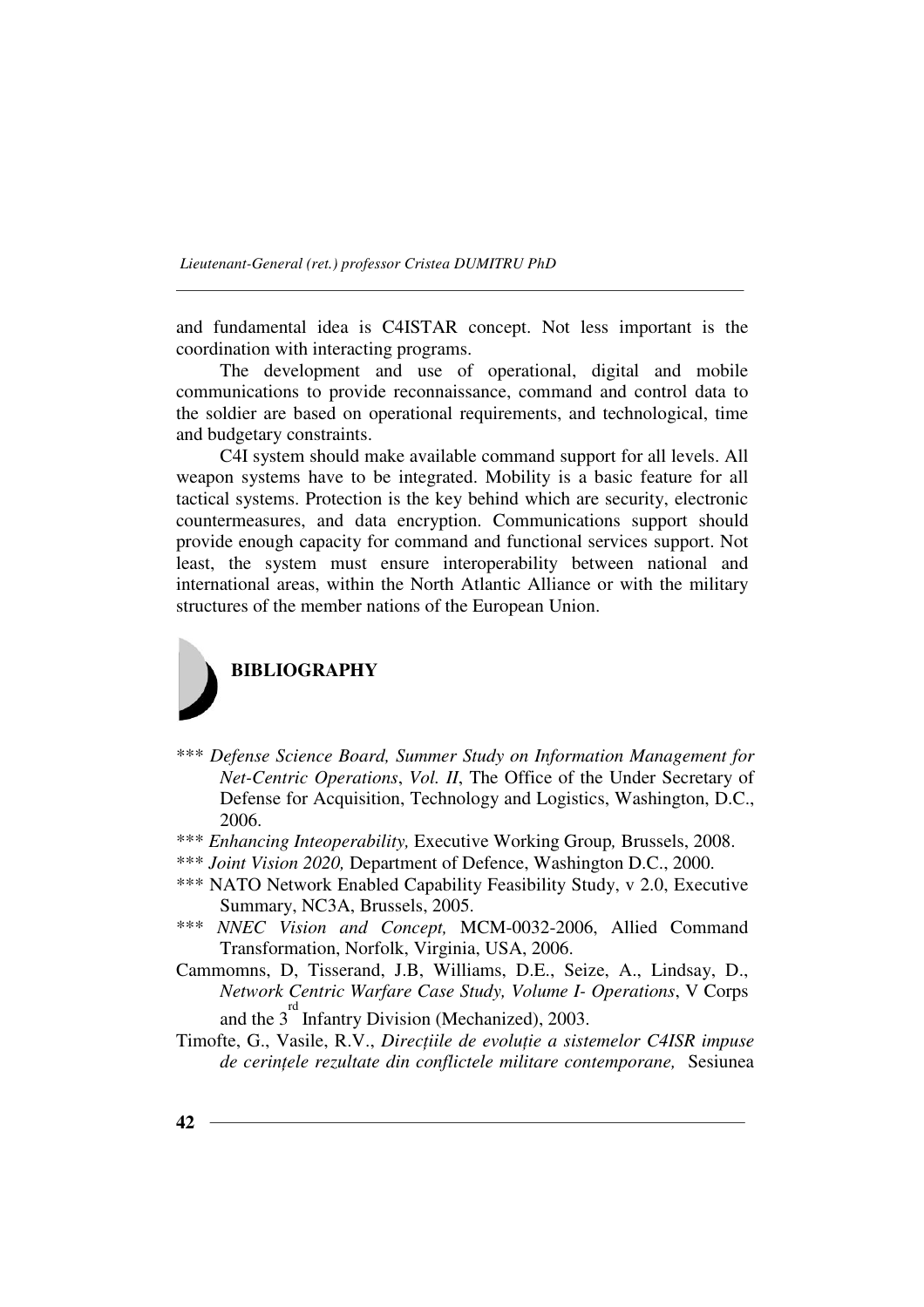and fundamental idea is C4ISTAR concept. Not less important is the coordination with interacting programs.

The development and use of operational, digital and mobile communications to provide reconnaissance, command and control data to the soldier are based on operational requirements, and technological, time and budgetary constraints.

C4I system should make available command support for all levels. All weapon systems have to be integrated. Mobility is a basic feature for all tactical systems. Protection is the key behind which are security, electronic countermeasures, and data encryption. Communications support should provide enough capacity for command and functional services support. Not least, the system must ensure interoperability between national and international areas, within the North Atlantic Alliance or with the military structures of the member nations of the European Union.

## BIBLIOGRAPHY

*** *Defense Science Board, Summer Study on Information Management for Net-Centric Operations*, *Vol. II*, The Office of the Under Secretary of Defense for Acquisition, Technology and Logistics, Washington, D.C., 2006.

*** *Enhancing Inteoperability,* Executive Working Group*,* Brussels, 2008.

*** *Joint Vision 2020,* Department of Defence, Washington D.C., 2000.

*** NATO Network Enabled Capability Feasibility Study, v 2.0, Executive Summary, NC3A, Brussels, 2005.

*** *NNEC Vision and Concept,* MCM-0032-2006, Allied Command Transformation, Norfolk, Virginia, USA, 2006.

Cammomns, D, Tisserand, J.B, Williams, D.E., Seize, A., Lindsay, D., *Network Centric Warfare Case Study, Volume I- Operations*, V Corps and the 3rd Infantry Division (Mechanized), 2003.

Timofte, G., Vasile, R.V., *Direcţiile de evoluţie a sistemelor C4ISR impuse de cerinţele rezultate din conflictele militare contemporane,* Sesiunea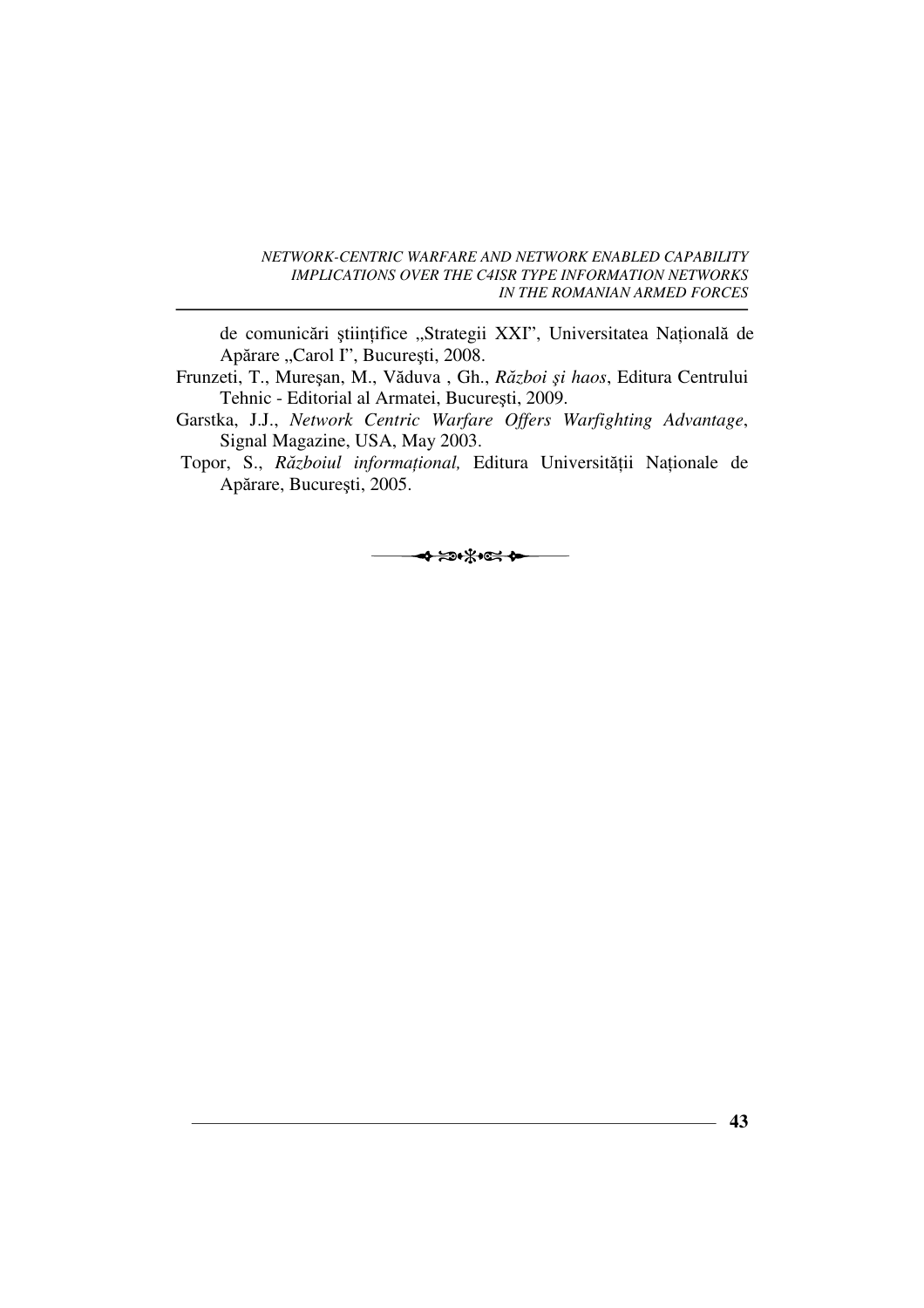de comunicări științifice „Strategii XXI", Universitatea Națională de Apărare „Carol I", București, 2008.

Frunzeti, T., Mureșan, M., Văduva , Gh., *Război și haos*, Editura Centrului Tehnic - Editorial al Armatei, București, 2009.

Garstka, J.J., *Network Centric Warfare Offers Warfighting Advantage*, Signal Magazine, USA, May 2003.

Topor, S., *Războiul informațional,* Editura Universității Naționale de Apărare, București, 2005.